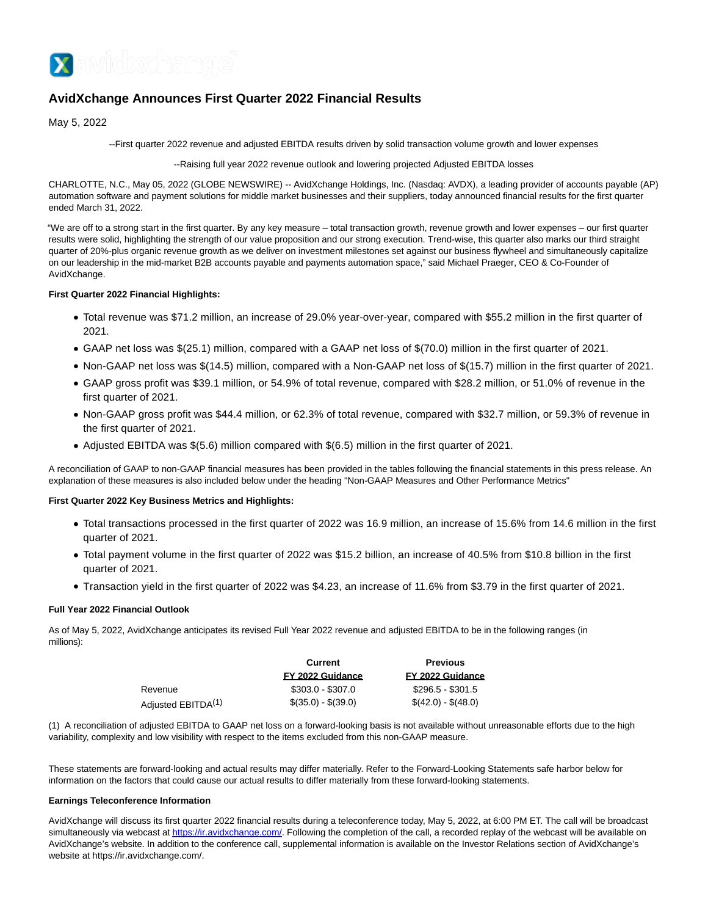# AvidXchange Announces First Quarter 2022 Financial Results

May 5, 2022

--First quarter 2022 revenue and adjusted EBITDA results driven by solid transaction volume growth and lower expenses

--Raising full year 2022 revenue outlook and lowering projected Adjusted EBITDA losses

CHARLOTTE, N.C., May 05, 2022 (GLOBE NEWSWIRE) -- AvidXchange Holdings, Inc. (Nasdaq: AVDX), a leading provider of accounts payable (AP) automation software and payment solutions for middle market businesses and their suppliers, today announced financial results for the first quarter ended March 31, 2022.

"We are off to a strong start in the first quarter. By any key measure – total transaction growth, revenue growth and lower expenses – our first quarter results were solid, highlighting the strength of our value proposition and our strong execution. Trend-wise, this quarter also marks our third straight quarter of 20%-plus organic revenue growth as we deliver on investment milestones set against our business flywheel and simultaneously capitalize on our leadership in the mid-market B2B accounts payable and payments automation space," said Michael Praeger, CEO & Co-Founder of AvidXchange.

**First Quarter 2022 Financial Highlights:**

- Total revenue was $71.2 million, an increase of 29.0% year-over-year, compared with $55.2 million in the first quarter of 2021.
- GAAP net loss was $(25.1) million, compared with a GAAP net loss of $(70.0) million in the first quarter of 2021.
- Non-GAAP net loss was $(14.5) million, compared with a Non-GAAP net loss of $(15.7) million in the first quarter of 2021.
- GAAP gross profit was $39.1 million, or 54.9% of total revenue, compared with $28.2 million, or 51.0% of revenue in the first quarter of 2021.
- Non-GAAP gross profit was $44.4 million, or 62.3% of total revenue, compared with $32.7 million, or 59.3% of revenue in the first quarter of 2021.
- Adjusted EBITDA was $(5.6) million compared with $(6.5) million in the first quarter of 2021.

A reconciliation of GAAP to non-GAAP financial measures has been provided in the tables following the financial statements in this press release. An explanation of these measures is also included below under the heading "Non-GAAP Measures and Other Performance Metrics"

**First Quarter 2022 Key Business Metrics and Highlights:**

- Total transactions processed in the first quarter of 2022 was 16.9 million, an increase of 15.6% from 14.6 million in the first quarter of 2021.
- Total payment volume in the first quarter of 2022 was $15.2 billion, an increase of 40.5% from $10.8 billion in the first quarter of 2021.
- Transaction yield in the first quarter of 2022 was $4.23, an increase of 11.6% from $3.79 in the first quarter of 2021.

**Full Year 2022 Financial Outlook**

As of May 5, 2022, AvidXchange anticipates its revised Full Year 2022 revenue and adjusted EBITDA to be in the following ranges (in millions):

| | Current FY 2022 Guidance | Previous FY 2022 Guidance |
|---|---|---|
| Revenue | $303.0 - $307.0 | $296.5 - $301.5 |
| Adjusted EBITDA[1] | $(35.0) - $(39.0) | $(42.0) - $(48.0) |

(1) A reconciliation of adjusted EBITDA to GAAP net loss on a forward-looking basis is not available without unreasonable efforts due to the high variability, complexity and low visibility with respect to the items excluded from this non-GAAP measure.

These statements are forward-looking and actual results may differ materially. Refer to the Forward-Looking Statements safe harbor below for information on the factors that could cause our actual results to differ materially from these forward-looking statements.

**Earnings Teleconference Information**

AvidXchange will discuss its first quarter 2022 financial results during a teleconference today, May 5, 2022, at 6:00 PM ET. The call will be broadcast simultaneously via webcast at https://ir.avidxchange.com/. Following the completion of the call, a recorded replay of the webcast will be available on AvidXchange's website. In addition to the conference call, supplemental information is available on the Investor Relations section of AvidXchange's website at https://ir.avidxchange.com/.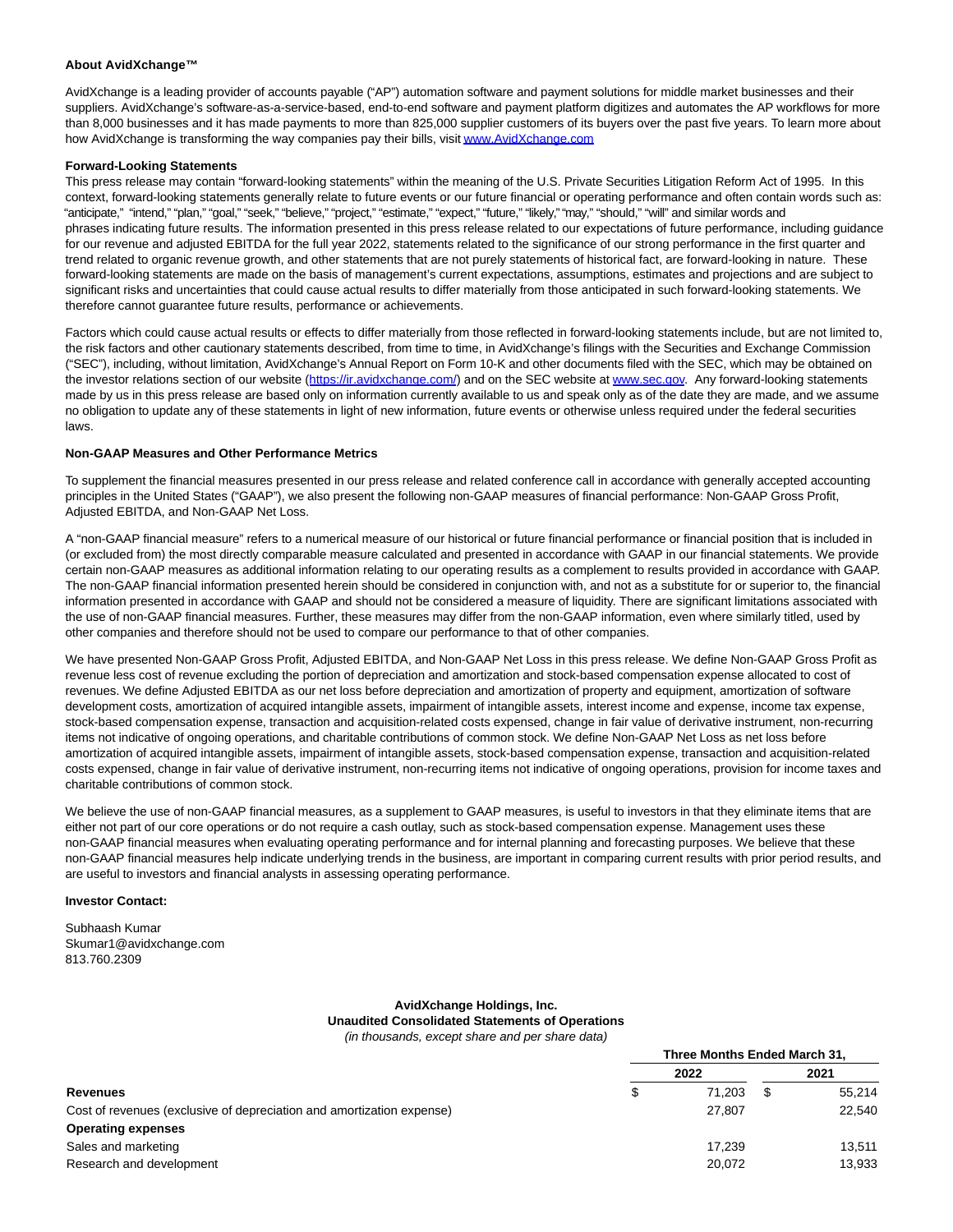**About AvidXchange™**

AvidXchange is a leading provider of accounts payable ("AP") automation software and payment solutions for middle market businesses and their suppliers. AvidXchange's software-as-a-service-based, end-to-end software and payment platform digitizes and automates the AP workflows for more than 8,000 businesses and it has made payments to more than 825,000 supplier customers of its buyers over the past five years. To learn more about how AvidXchange is transforming the way companies pay their bills, visit www.AvidXchange.com

**Forward-Looking Statements**

This press release may contain "forward-looking statements" within the meaning of the U.S. Private Securities Litigation Reform Act of 1995. In this context, forward-looking statements generally relate to future events or our future financial or operating performance and often contain words such as: "anticipate," "intend," "plan," "goal," "seek," "believe," "project," "estimate," "expect," "future," "likely," "may," "should," "will" and similar words and phrases indicating future results. The information presented in this press release related to our expectations of future performance, including guidance for our revenue and adjusted EBITDA for the full year 2022, statements related to the significance of our strong performance in the first quarter and trend related to organic revenue growth, and other statements that are not purely statements of historical fact, are forward-looking in nature. These forward-looking statements are made on the basis of management's current expectations, assumptions, estimates and projections and are subject to significant risks and uncertainties that could cause actual results to differ materially from those anticipated in such forward-looking statements. We therefore cannot guarantee future results, performance or achievements.

Factors which could cause actual results or effects to differ materially from those reflected in forward-looking statements include, but are not limited to, the risk factors and other cautionary statements described, from time to time, in AvidXchange's filings with the Securities and Exchange Commission ("SEC"), including, without limitation, AvidXchange's Annual Report on Form 10-K and other documents filed with the SEC, which may be obtained on the investor relations section of our website (https://ir.avidxchange.com/) and on the SEC website at www.sec.gov. Any forward-looking statements made by us in this press release are based only on information currently available to us and speak only as of the date they are made, and we assume no obligation to update any of these statements in light of new information, future events or otherwise unless required under the federal securities laws.

**Non-GAAP Measures and Other Performance Metrics**

To supplement the financial measures presented in our press release and related conference call in accordance with generally accepted accounting principles in the United States ("GAAP"), we also present the following non-GAAP measures of financial performance: Non-GAAP Gross Profit, Adjusted EBITDA, and Non-GAAP Net Loss.

A "non-GAAP financial measure" refers to a numerical measure of our historical or future financial performance or financial position that is included in (or excluded from) the most directly comparable measure calculated and presented in accordance with GAAP in our financial statements. We provide certain non-GAAP measures as additional information relating to our operating results as a complement to results provided in accordance with GAAP. The non-GAAP financial information presented herein should be considered in conjunction with, and not as a substitute for or superior to, the financial information presented in accordance with GAAP and should not be considered a measure of liquidity. There are significant limitations associated with the use of non-GAAP financial measures. Further, these measures may differ from the non-GAAP information, even where similarly titled, used by other companies and therefore should not be used to compare our performance to that of other companies.

We have presented Non-GAAP Gross Profit, Adjusted EBITDA, and Non-GAAP Net Loss in this press release. We define Non-GAAP Gross Profit as revenue less cost of revenue excluding the portion of depreciation and amortization and stock-based compensation expense allocated to cost of revenues. We define Adjusted EBITDA as our net loss before depreciation and amortization of property and equipment, amortization of software development costs, amortization of acquired intangible assets, impairment of intangible assets, interest income and expense, income tax expense, stock-based compensation expense, transaction and acquisition-related costs expensed, change in fair value of derivative instrument, non-recurring items not indicative of ongoing operations, and charitable contributions of common stock. We define Non-GAAP Net Loss as net loss before amortization of acquired intangible assets, impairment of intangible assets, stock-based compensation expense, transaction and acquisition-related costs expensed, change in fair value of derivative instrument, non-recurring items not indicative of ongoing operations, provision for income taxes and charitable contributions of common stock.

We believe the use of non-GAAP financial measures, as a supplement to GAAP measures, is useful to investors in that they eliminate items that are either not part of our core operations or do not require a cash outlay, such as stock-based compensation expense. Management uses these non-GAAP financial measures when evaluating operating performance and for internal planning and forecasting purposes. We believe that these non-GAAP financial measures help indicate underlying trends in the business, are important in comparing current results with prior period results, and are useful to investors and financial analysts in assessing operating performance.

**Investor Contact:**

Subhaash Kumar
Skumar1@avidxchange.com
813.760.2309

**AvidXchange Holdings, Inc.**
**Unaudited Consolidated Statements of Operations**
*(in thousands, except share and per share data)*

| | Three Months Ended March 31, | |
|---|---|---|
| | 2022 | 2021 |
| **Revenues** | $ 71,203 | $ 55,214 |
| Cost of revenues (exclusive of depreciation and amortization expense) | 27,807 | 22,540 |
| **Operating expenses** | | |
| Sales and marketing | 17,239 | 13,511 |
| Research and development | 20,072 | 13,933 |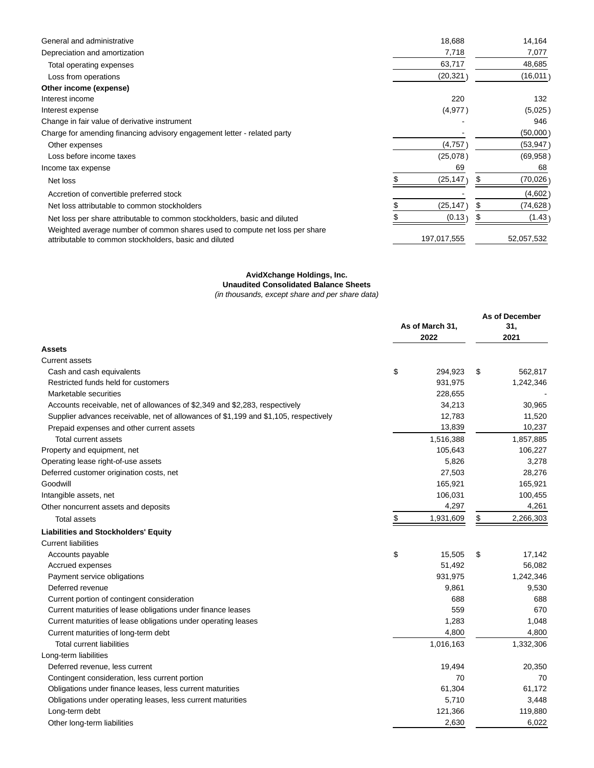| | | |
|---|---|---|
| General and administrative | 18,688 | 14,164 |
| Depreciation and amortization | 7,718 | 7,077 |
| Total operating expenses | 63,717 | 48,685 |
| Loss from operations | (20,321) | (16,011) |
| **Other income (expense)** | | |
| Interest income | 220 | 132 |
| Interest expense | (4,977) | (5,025) |
| Change in fair value of derivative instrument | - | 946 |
| Charge for amending financing advisory engagement letter - related party | - | (50,000) |
| Other expenses | (4,757) | (53,947) |
| Loss before income taxes | (25,078) | (69,958) |
| Income tax expense | 69 | 68 |
| Net loss | $ (25,147) | $ (70,026) |
| Accretion of convertible preferred stock | - | (4,602) |
| Net loss attributable to common stockholders | $ (25,147) | $ (74,628) |
| Net loss per share attributable to common stockholders, basic and diluted | $ (0.13) | $ (1.43) |
| Weighted average number of common shares used to compute net loss per share attributable to common stockholders, basic and diluted | 197,017,555 | 52,057,532 |

**AvidXchange Holdings, Inc.**
**Unaudited Consolidated Balance Sheets**
*(in thousands, except share and per share data)*

| | As of March 31, 2022 | As of December 31, 2021 |
|---|---|---|
| **Assets** | | |
| Current assets | | |
| Cash and cash equivalents | $ 294,923 | $ 562,817 |
| Restricted funds held for customers | 931,975 | 1,242,346 |
| Marketable securities | 228,655 | - |
| Accounts receivable, net of allowances of $2,349 and $2,283, respectively | 34,213 | 30,965 |
| Supplier advances receivable, net of allowances of $1,199 and $1,105, respectively | 12,783 | 11,520 |
| Prepaid expenses and other current assets | 13,839 | 10,237 |
| Total current assets | 1,516,388 | 1,857,885 |
| Property and equipment, net | 105,643 | 106,227 |
| Operating lease right-of-use assets | 5,826 | 3,278 |
| Deferred customer origination costs, net | 27,503 | 28,276 |
| Goodwill | 165,921 | 165,921 |
| Intangible assets, net | 106,031 | 100,455 |
| Other noncurrent assets and deposits | 4,297 | 4,261 |
| Total assets | $ 1,931,609 | $ 2,266,303 |
| **Liabilities and Stockholders' Equity** | | |
| Current liabilities | | |
| Accounts payable | $ 15,505 | $ 17,142 |
| Accrued expenses | 51,492 | 56,082 |
| Payment service obligations | 931,975 | 1,242,346 |
| Deferred revenue | 9,861 | 9,530 |
| Current portion of contingent consideration | 688 | 688 |
| Current maturities of lease obligations under finance leases | 559 | 670 |
| Current maturities of lease obligations under operating leases | 1,283 | 1,048 |
| Current maturities of long-term debt | 4,800 | 4,800 |
| Total current liabilities | 1,016,163 | 1,332,306 |
| Long-term liabilities | | |
| Deferred revenue, less current | 19,494 | 20,350 |
| Contingent consideration, less current portion | 70 | 70 |
| Obligations under finance leases, less current maturities | 61,304 | 61,172 |
| Obligations under operating leases, less current maturities | 5,710 | 3,448 |
| Long-term debt | 121,366 | 119,880 |
| Other long-term liabilities | 2,630 | 6,022 |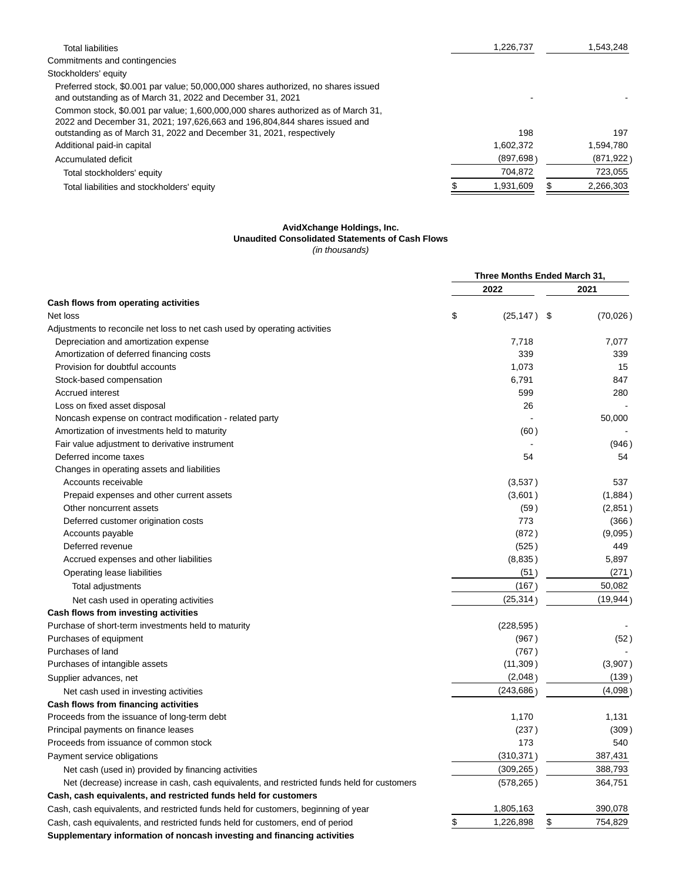| | | |
|---|---|---|
| Total liabilities | 1,226,737 | 1,543,248 |
| Commitments and contingencies | | |
| Stockholders' equity | | |
| Preferred stock, $0.001 par value; 50,000,000 shares authorized, no shares issued and outstanding as of March 31, 2022 and December 31, 2021 | - | - |
| Common stock, $0.001 par value; 1,600,000,000 shares authorized as of March 31, 2022 and December 31, 2021; 197,626,663 and 196,804,844 shares issued and outstanding as of March 31, 2022 and December 31, 2021, respectively | 198 | 197 |
| Additional paid-in capital | 1,602,372 | 1,594,780 |
| Accumulated deficit | (897,698) | (871,922) |
| Total stockholders' equity | 704,872 | 723,055 |
| Total liabilities and stockholders' equity | $ 1,931,609 | $ 2,266,303 |

**AvidXchange Holdings, Inc.**
**Unaudited Consolidated Statements of Cash Flows**
*(in thousands)*

| | Three Months Ended March 31, | |
|---|---|---|
| | 2022 | 2021 |
| **Cash flows from operating activities** | | |
| Net loss | $ (25,147) | $ (70,026) |
| Adjustments to reconcile net loss to net cash used by operating activities | | |
| Depreciation and amortization expense | 7,718 | 7,077 |
| Amortization of deferred financing costs | 339 | 339 |
| Provision for doubtful accounts | 1,073 | 15 |
| Stock-based compensation | 6,791 | 847 |
| Accrued interest | 599 | 280 |
| Loss on fixed asset disposal | 26 | - |
| Noncash expense on contract modification - related party | - | 50,000 |
| Amortization of investments held to maturity | (60) | - |
| Fair value adjustment to derivative instrument | - | (946) |
| Deferred income taxes | 54 | 54 |
| Changes in operating assets and liabilities | | |
| Accounts receivable | (3,537) | 537 |
| Prepaid expenses and other current assets | (3,601) | (1,884) |
| Other noncurrent assets | (59) | (2,851) |
| Deferred customer origination costs | 773 | (366) |
| Accounts payable | (872) | (9,095) |
| Deferred revenue | (525) | 449 |
| Accrued expenses and other liabilities | (8,835) | 5,897 |
| Operating lease liabilities | (51) | (271) |
| Total adjustments | (167) | 50,082 |
| Net cash used in operating activities | (25,314) | (19,944) |
| **Cash flows from investing activities** | | |
| Purchase of short-term investments held to maturity | (228,595) | - |
| Purchases of equipment | (967) | (52) |
| Purchases of land | (767) | - |
| Purchases of intangible assets | (11,309) | (3,907) |
| Supplier advances, net | (2,048) | (139) |
| Net cash used in investing activities | (243,686) | (4,098) |
| **Cash flows from financing activities** | | |
| Proceeds from the issuance of long-term debt | 1,170 | 1,131 |
| Principal payments on finance leases | (237) | (309) |
| Proceeds from issuance of common stock | 173 | 540 |
| Payment service obligations | (310,371) | 387,431 |
| Net cash (used in) provided by financing activities | (309,265) | 388,793 |
| Net (decrease) increase in cash, cash equivalents, and restricted funds held for customers | (578,265) | 364,751 |
| **Cash, cash equivalents, and restricted funds held for customers** | | |
| Cash, cash equivalents, and restricted funds held for customers, beginning of year | 1,805,163 | 390,078 |
| Cash, cash equivalents, and restricted funds held for customers, end of period | $ 1,226,898 | $ 754,829 |
| **Supplementary information of noncash investing and financing activities** | | |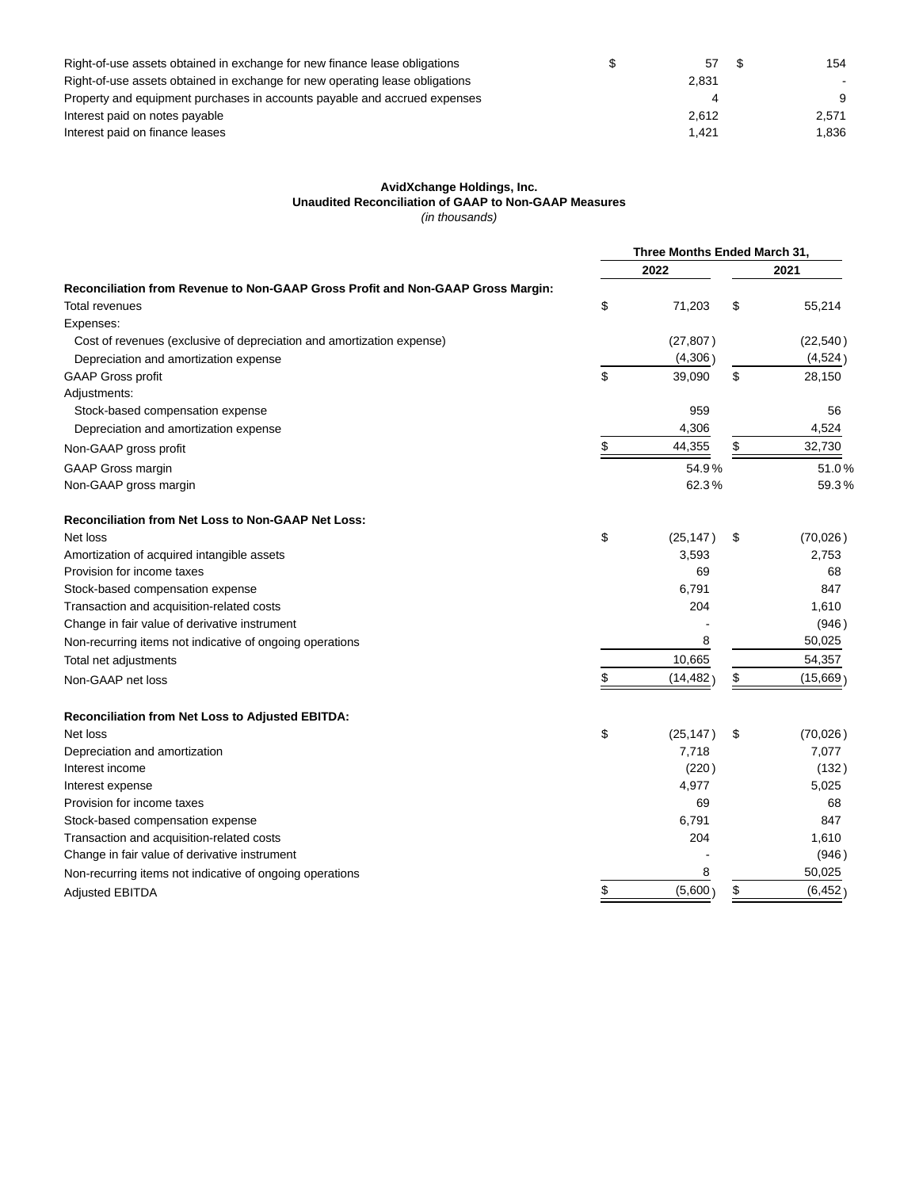| | 2022 | 2021 |
|---|---|---|
| Right-of-use assets obtained in exchange for new finance lease obligations | $ 57 | $ 154 |
| Right-of-use assets obtained in exchange for new operating lease obligations | 2,831 | - |
| Property and equipment purchases in accounts payable and accrued expenses | 4 | 9 |
| Interest paid on notes payable | 2,612 | 2,571 |
| Interest paid on finance leases | 1,421 | 1,836 |

**AvidXchange Holdings, Inc.**
**Unaudited Reconciliation of GAAP to Non-GAAP Measures**
*(in thousands)*

| | Three Months Ended March 31, | |
|---|---|---|
| | 2022 | 2021 |
| **Reconciliation from Revenue to Non-GAAP Gross Profit and Non-GAAP Gross Margin:** | | |
| Total revenues | $ 71,203 | $ 55,214 |
| Expenses: | | |
| Cost of revenues (exclusive of depreciation and amortization expense) | (27,807) | (22,540) |
| Depreciation and amortization expense | (4,306) | (4,524) |
| GAAP Gross profit | $ 39,090 | $ 28,150 |
| Adjustments: | | |
| Stock-based compensation expense | 959 | 56 |
| Depreciation and amortization expense | 4,306 | 4,524 |
| Non-GAAP gross profit | $ 44,355 | $ 32,730 |
| GAAP Gross margin | 54.9% | 51.0% |
| Non-GAAP gross margin | 62.3% | 59.3% |
| **Reconciliation from Net Loss to Non-GAAP Net Loss:** | | |
| Net loss | $ (25,147) | $ (70,026) |
| Amortization of acquired intangible assets | 3,593 | 2,753 |
| Provision for income taxes | 69 | 68 |
| Stock-based compensation expense | 6,791 | 847 |
| Transaction and acquisition-related costs | 204 | 1,610 |
| Change in fair value of derivative instrument | - | (946) |
| Non-recurring items not indicative of ongoing operations | 8 | 50,025 |
| Total net adjustments | 10,665 | 54,357 |
| Non-GAAP net loss | $ (14,482) | $ (15,669) |
| **Reconciliation from Net Loss to Adjusted EBITDA:** | | |
| Net loss | $ (25,147) | $ (70,026) |
| Depreciation and amortization | 7,718 | 7,077 |
| Interest income | (220) | (132) |
| Interest expense | 4,977 | 5,025 |
| Provision for income taxes | 69 | 68 |
| Stock-based compensation expense | 6,791 | 847 |
| Transaction and acquisition-related costs | 204 | 1,610 |
| Change in fair value of derivative instrument | - | (946) |
| Non-recurring items not indicative of ongoing operations | 8 | 50,025 |
| Adjusted EBITDA | $ (5,600) | $ (6,452) |